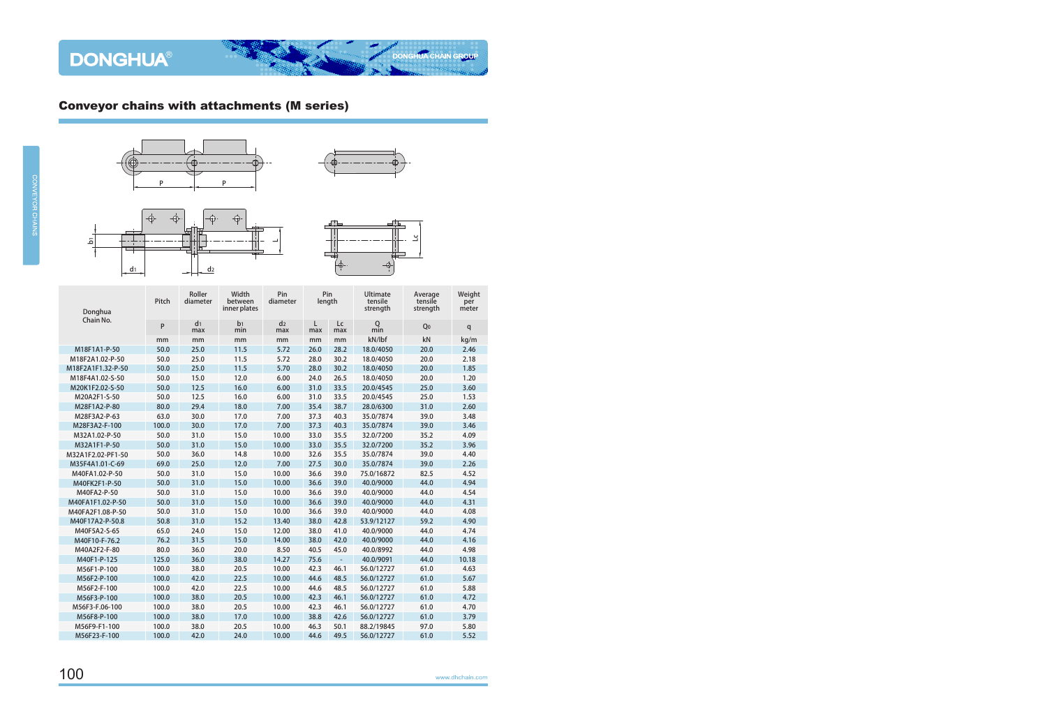## Conveyor chains with attachments (M series)

| Donghua Chain No. | Pitch | Roller diameter | Width between inner plates | Pin diameter | Pin length | | Ultimate tensile strength | Average tensile strength | Weight per meter |
|---|---|---|---|---|---|---|---|---|---|
| | P | $d_1$ max | $b_1$ min | $d_2$ max | L max | Lc max | Q min | $Q_0$ | q |
| | mm | mm | mm | mm | mm | mm | kN/lbf | kN | kg/m |
| M18F1A1-P-50 | 50.0 | 25.0 | 11.5 | 5.72 | 26.0 | 28.2 | 18.0/4050 | 20.0 | 2.46 |
| M18F2A1.02-P-50 | 50.0 | 25.0 | 11.5 | 5.72 | 28.0 | 30.2 | 18.0/4050 | 20.0 | 2.18 |
| M18F2A1F1.32-P-50 | 50.0 | 25.0 | 11.5 | 5.70 | 28.0 | 30.2 | 18.0/4050 | 20.0 | 1.85 |
| M18F4A1.02-S-50 | 50.0 | 15.0 | 12.0 | 6.00 | 24.0 | 26.5 | 18.0/4050 | 20.0 | 1.20 |
| M20K1F2.02-S-50 | 50.0 | 12.5 | 16.0 | 6.00 | 31.0 | 33.5 | 20.0/4545 | 25.0 | 3.60 |
| M20A2F1-S-50 | 50.0 | 12.5 | 16.0 | 6.00 | 31.0 | 33.5 | 20.0/4545 | 25.0 | 1.53 |
| M28F1A2-P-80 | 80.0 | 29.4 | 18.0 | 7.00 | 35.4 | 38.7 | 28.0/6300 | 31.0 | 2.60 |
| M28F3A2-P-63 | 63.0 | 30.0 | 17.0 | 7.00 | 37.3 | 40.3 | 35.0/7874 | 39.0 | 3.48 |
| M28F3A2-F-100 | 100.0 | 30.0 | 17.0 | 7.00 | 37.3 | 40.3 | 35.0/7874 | 39.0 | 3.46 |
| M32A1.02-P-50 | 50.0 | 31.0 | 15.0 | 10.00 | 33.0 | 35.5 | 32.0/7200 | 35.2 | 4.09 |
| M32A1F1-P-50 | 50.0 | 31.0 | 15.0 | 10.00 | 33.0 | 35.5 | 32.0/7200 | 35.2 | 3.96 |
| M32A1F2.02-PF1-50 | 50.0 | 36.0 | 14.8 | 10.00 | 32.6 | 35.5 | 35.0/7874 | 39.0 | 4.40 |
| M35F4A1.01-C-69 | 69.0 | 25.0 | 12.0 | 7.00 | 27.5 | 30.0 | 35.0/7874 | 39.0 | 2.26 |
| M40FA1.02-P-50 | 50.0 | 31.0 | 15.0 | 10.00 | 36.6 | 39.0 | 75.0/16872 | 82.5 | 4.52 |
| M40FK2F1-P-50 | 50.0 | 31.0 | 15.0 | 10.00 | 36.6 | 39.0 | 40.0/9000 | 44.0 | 4.94 |
| M40FA2-P-50 | 50.0 | 31.0 | 15.0 | 10.00 | 36.6 | 39.0 | 40.0/9000 | 44.0 | 4.54 |
| M40FA1F1.02-P-50 | 50.0 | 31.0 | 15.0 | 10.00 | 36.6 | 39.0 | 40.0/9000 | 44.0 | 4.31 |
| M40FA2F1.08-P-50 | 50.0 | 31.0 | 15.0 | 10.00 | 36.6 | 39.0 | 40.0/9000 | 44.0 | 4.08 |
| M40F17A2-P-50.8 | 50.8 | 31.0 | 15.2 | 13.40 | 38.0 | 42.8 | 53.9/12127 | 59.2 | 4.90 |
| M40F5A2-S-65 | 65.0 | 24.0 | 15.0 | 12.00 | 38.0 | 41.0 | 40.0/9000 | 44.0 | 4.74 |
| M40F10-F-76.2 | 76.2 | 31.5 | 15.0 | 14.00 | 38.0 | 42.0 | 40.0/9000 | 44.0 | 4.16 |
| M40A2F2-F-80 | 80.0 | 36.0 | 20.0 | 8.50 | 40.5 | 45.0 | 40.0/8992 | 44.0 | 4.98 |
| M40F1-P-125 | 125.0 | 36.0 | 38.0 | 14.27 | 75.6 | - | 40.0/9091 | 44.0 | 10.18 |
| M56F1-P-100 | 100.0 | 38.0 | 20.5 | 10.00 | 42.3 | 46.1 | 56.0/12727 | 61.0 | 4.63 |
| M56F2-P-100 | 100.0 | 42.0 | 22.5 | 10.00 | 44.6 | 48.5 | 56.0/12727 | 61.0 | 5.67 |
| M56F2-F-100 | 100.0 | 42.0 | 22.5 | 10.00 | 44.6 | 48.5 | 56.0/12727 | 61.0 | 5.88 |
| M56F3-P-100 | 100.0 | 38.0 | 20.5 | 10.00 | 42.3 | 46.1 | 56.0/12727 | 61.0 | 4.72 |
| M56F3-F.06-100 | 100.0 | 38.0 | 20.5 | 10.00 | 42.3 | 46.1 | 56.0/12727 | 61.0 | 4.70 |
| M56F8-P-100 | 100.0 | 38.0 | 17.0 | 10.00 | 38.8 | 42.6 | 56.0/12727 | 61.0 | 3.79 |
| M56F9-F1-100 | 100.0 | 38.0 | 20.5 | 10.00 | 46.3 | 50.1 | 88.2/19845 | 97.0 | 5.80 |
| M56F23-F-100 | 100.0 | 42.0 | 24.0 | 10.00 | 44.6 | 49.5 | 56.0/12727 | 61.0 | 5.52 |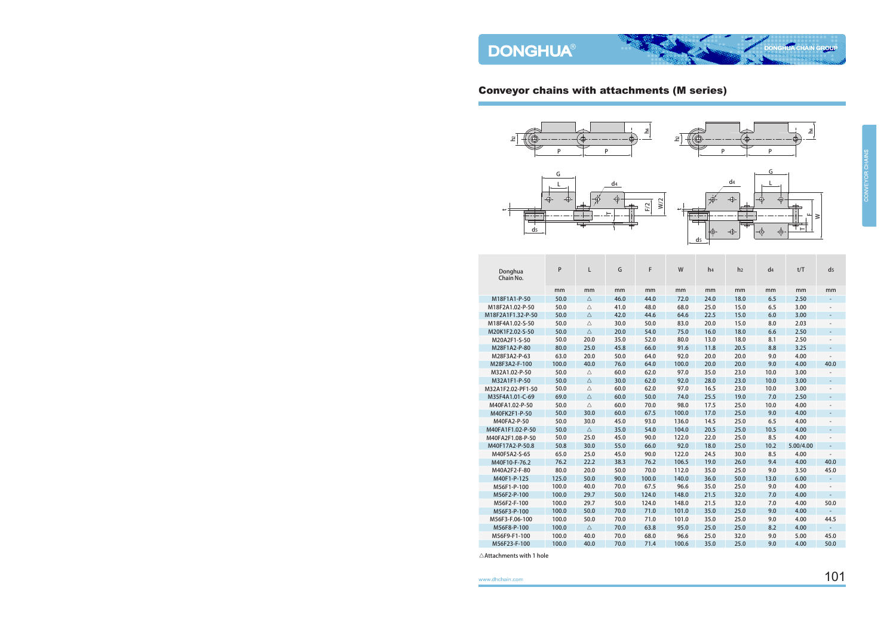## Conveyor chains with attachments (M series)

| Donghua Chain No. | P | L | G | F | W | $h_4$ | $h_2$ | $d_4$ | t/T | $d_5$ |
|---|---|---|---|---|---|---|---|---|---|---|
| | mm | mm | mm | mm | mm | mm | mm | mm | mm | mm |
| M18F1A1-P-50 | 50.0 | △ | 46.0 | 44.0 | 72.0 | 24.0 | 18.0 | 6.5 | 2.50 | - |
| M18F2A1.02-P-50 | 50.0 | △ | 41.0 | 48.0 | 68.0 | 25.0 | 15.0 | 6.5 | 3.00 | - |
| M18F2A1F1.32-P-50 | 50.0 | △ | 42.0 | 44.6 | 64.6 | 22.5 | 15.0 | 6.0 | 3.00 | - |
| M18F4A1.02-S-50 | 50.0 | △ | 30.0 | 50.0 | 83.0 | 20.0 | 15.0 | 8.0 | 2.03 | - |
| M20K1F2.02-S-50 | 50.0 | △ | 20.0 | 54.0 | 75.0 | 16.0 | 18.0 | 6.6 | 2.50 | - |
| M20A2F1-S-50 | 50.0 | 20.0 | 35.0 | 52.0 | 80.0 | 13.0 | 18.0 | 8.1 | 2.50 | - |
| M28F1A2-P-80 | 80.0 | 25.0 | 45.8 | 66.0 | 91.6 | 11.8 | 20.5 | 8.8 | 3.25 | - |
| M28F3A2-P-63 | 63.0 | 20.0 | 50.0 | 64.0 | 92.0 | 20.0 | 20.0 | 9.0 | 4.00 | - |
| M28F3A2-F-100 | 100.0 | 40.0 | 76.0 | 64.0 | 100.0 | 20.0 | 20.0 | 9.0 | 4.00 | 40.0 |
| M32A1.02-P-50 | 50.0 | △ | 60.0 | 62.0 | 97.0 | 35.0 | 23.0 | 10.0 | 3.00 | - |
| M32A1F1-P-50 | 50.0 | △ | 30.0 | 62.0 | 92.0 | 28.0 | 23.0 | 10.0 | 3.00 | - |
| M32A1F2.02-PF1-50 | 50.0 | △ | 60.0 | 62.0 | 97.0 | 16.5 | 23.0 | 10.0 | 3.00 | - |
| M35F4A1.01-C-69 | 69.0 | △ | 60.0 | 50.0 | 74.0 | 25.5 | 19.0 | 7.0 | 2.50 | - |
| M40FA1.02-P-50 | 50.0 | △ | 60.0 | 70.0 | 98.0 | 17.5 | 25.0 | 10.0 | 4.00 | - |
| M40FK2F1-P-50 | 50.0 | 30.0 | 60.0 | 67.5 | 100.0 | 17.0 | 25.0 | 9.0 | 4.00 | - |
| M40FA2-P-50 | 50.0 | 30.0 | 45.0 | 93.0 | 136.0 | 14.5 | 25.0 | 6.5 | 4.00 | - |
| M40FA1F1.02-P-50 | 50.0 | △ | 35.0 | 54.0 | 104.0 | 20.5 | 25.0 | 10.5 | 4.00 | - |
| M40FA2F1.08-P-50 | 50.0 | 25.0 | 45.0 | 90.0 | 122.0 | 22.0 | 25.0 | 8.5 | 4.00 | - |
| M40F17A2-P-50.8 | 50.8 | 30.0 | 55.0 | 66.0 | 92.0 | 18.0 | 25.0 | 10.2 | 5.00/4.00 | - |
| M40F5A2-S-65 | 65.0 | 25.0 | 45.0 | 90.0 | 122.0 | 24.5 | 30.0 | 8.5 | 4.00 | - |
| M40F10-F-76.2 | 76.2 | 22.2 | 38.3 | 76.2 | 106.5 | 19.0 | 26.0 | 9.4 | 4.00 | 40.0 |
| M40A2F2-F-80 | 80.0 | 20.0 | 50.0 | 70.0 | 112.0 | 35.0 | 25.0 | 9.0 | 3.50 | 45.0 |
| M40F1-P-125 | 125.0 | 50.0 | 90.0 | 100.0 | 140.0 | 36.0 | 50.0 | 13.0 | 6.00 | - |
| M56F1-P-100 | 100.0 | 40.0 | 70.0 | 67.5 | 96.6 | 35.0 | 25.0 | 9.0 | 4.00 | - |
| M56F2-P-100 | 100.0 | 29.7 | 50.0 | 124.0 | 148.0 | 21.5 | 32.0 | 7.0 | 4.00 | - |
| M56F2-F-100 | 100.0 | 29.7 | 50.0 | 124.0 | 148.0 | 21.5 | 32.0 | 7.0 | 4.00 | 50.0 |
| M56F3-P-100 | 100.0 | 50.0 | 70.0 | 71.0 | 101.0 | 35.0 | 25.0 | 9.0 | 4.00 | - |
| M56F3-F.06-100 | 100.0 | 50.0 | 70.0 | 71.0 | 101.0 | 35.0 | 25.0 | 9.0 | 4.00 | 44.5 |
| M56F8-P-100 | 100.0 | △ | 70.0 | 63.8 | 95.0 | 25.0 | 25.0 | 8.2 | 4.00 | - |
| M56F9-F1-100 | 100.0 | 40.0 | 70.0 | 68.0 | 96.6 | 25.0 | 32.0 | 9.0 | 5.00 | 45.0 |
| M56F23-F-100 | 100.0 | 40.0 | 70.0 | 71.4 | 100.6 | 35.0 | 25.0 | 9.0 | 4.00 | 50.0 |

△Attachments with 1 hole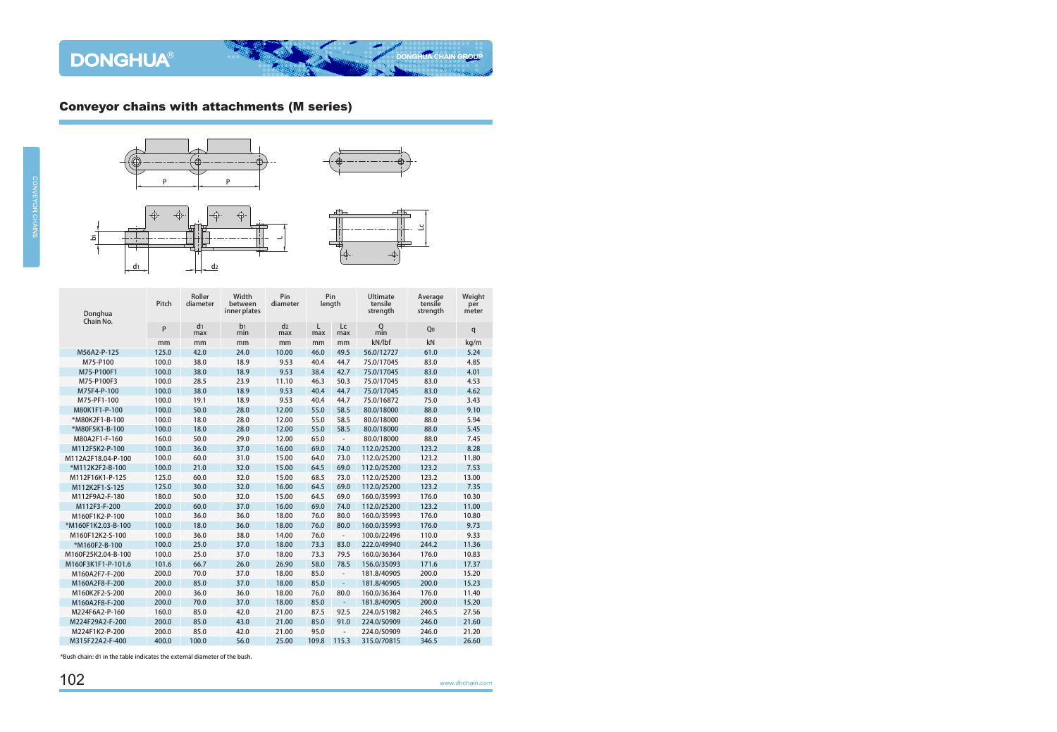## Conveyor chains with attachments (M series)

| Donghua Chain No. | Pitch | Roller diameter | Width between inner plates | Pin diameter | Pin length | | Ultimate tensile strength | Average tensile strength | Weight per meter |
|---|---|---|---|---|---|---|---|---|---|
| | P | $d_1$ max | $b_1$ min | $d_2$ max | L max | Lc max | Q min | $Q_0$ | q |
| | mm | mm | mm | mm | mm | mm | kN/lbf | kN | kg/m |
| M56A2-P-125 | 125.0 | 42.0 | 24.0 | 10.00 | 46.0 | 49.5 | 56.0/12727 | 61.0 | 5.24 |
| M75-P100 | 100.0 | 38.0 | 18.9 | 9.53 | 40.4 | 44.7 | 75.0/17045 | 83.0 | 4.85 |
| M75-P100F1 | 100.0 | 38.0 | 18.9 | 9.53 | 38.4 | 42.7 | 75.0/17045 | 83.0 | 4.01 |
| M75-P100F3 | 100.0 | 28.5 | 23.9 | 11.10 | 46.3 | 50.3 | 75.0/17045 | 83.0 | 4.53 |
| M75F4-P-100 | 100.0 | 38.0 | 18.9 | 9.53 | 40.4 | 44.7 | 75.0/17045 | 83.0 | 4.62 |
| M75-PF1-100 | 100.0 | 19.1 | 18.9 | 9.53 | 40.4 | 44.7 | 75.0/16872 | 75.0 | 3.43 |
| M80K1F1-P-100 | 100.0 | 50.0 | 28.0 | 12.00 | 55.0 | 58.5 | 80.0/18000 | 88.0 | 9.10 |
| *M80K2F1-B-100 | 100.0 | 18.0 | 28.0 | 12.00 | 55.0 | 58.5 | 80.0/18000 | 88.0 | 5.94 |
| *M80F5K1-B-100 | 100.0 | 18.0 | 28.0 | 12.00 | 55.0 | 58.5 | 80.0/18000 | 88.0 | 5.45 |
| M80A2F1-F-160 | 160.0 | 50.0 | 29.0 | 12.00 | 65.0 | - | 80.0/18000 | 88.0 | 7.45 |
| M112F5K2-P-100 | 100.0 | 36.0 | 37.0 | 16.00 | 69.0 | 74.0 | 112.0/25200 | 123.2 | 8.28 |
| M112A2F18.04-P-100 | 100.0 | 60.0 | 31.0 | 15.00 | 64.0 | 73.0 | 112.0/25200 | 123.2 | 11.80 |
| *M112K2F2-B-100 | 100.0 | 21.0 | 32.0 | 15.00 | 64.5 | 69.0 | 112.0/25200 | 123.2 | 7.53 |
| M112F16K1-P-125 | 125.0 | 60.0 | 32.0 | 15.00 | 68.5 | 73.0 | 112.0/25200 | 123.2 | 13.00 |
| M112K2F1-S-125 | 125.0 | 30.0 | 32.0 | 16.00 | 64.5 | 69.0 | 112.0/25200 | 123.2 | 7.35 |
| M112F9A2-F-180 | 180.0 | 50.0 | 32.0 | 15.00 | 64.5 | 69.0 | 160.0/35993 | 176.0 | 10.30 |
| M112F3-F-200 | 200.0 | 60.0 | 37.0 | 16.00 | 69.0 | 74.0 | 112.0/25200 | 123.2 | 11.00 |
| M160F1K2-P-100 | 100.0 | 36.0 | 36.0 | 18.00 | 76.0 | 80.0 | 160.0/35993 | 176.0 | 10.80 |
| *M160F1K2.03-B-100 | 100.0 | 18.0 | 36.0 | 18.00 | 76.0 | 80.0 | 160.0/35993 | 176.0 | 9.73 |
| M160F12K2-S-100 | 100.0 | 36.0 | 38.0 | 14.00 | 76.0 | - | 100.0/22496 | 110.0 | 9.33 |
| *M160F2-B-100 | 100.0 | 25.0 | 37.0 | 18.00 | 73.3 | 83.0 | 222.0/49940 | 244.2 | 11.36 |
| M160F25K2.04-B-100 | 100.0 | 25.0 | 37.0 | 18.00 | 73.3 | 79.5 | 160.0/36364 | 176.0 | 10.83 |
| M160F3K1F1-P-101.6 | 101.6 | 66.7 | 26.0 | 26.90 | 58.0 | 78.5 | 156.0/35093 | 171.6 | 17.37 |
| M160A2F7-F-200 | 200.0 | 70.0 | 37.0 | 18.00 | 85.0 | - | 181.8/40905 | 200.0 | 15.20 |
| M160A2F8-F-200 | 200.0 | 85.0 | 37.0 | 18.00 | 85.0 | - | 181.8/40905 | 200.0 | 15.23 |
| M160K2F2-S-200 | 200.0 | 36.0 | 36.0 | 18.00 | 76.0 | 80.0 | 160.0/36364 | 176.0 | 11.40 |
| M160A2F8-F-200 | 200.0 | 70.0 | 37.0 | 18.00 | 85.0 | - | 181.8/40905 | 200.0 | 15.20 |
| M224F6A2-P-160 | 160.0 | 85.0 | 42.0 | 21.00 | 87.5 | 92.5 | 224.0/51982 | 246.5 | 27.56 |
| M224F29A2-F-200 | 200.0 | 85.0 | 43.0 | 21.00 | 85.0 | 91.0 | 224.0/50909 | 246.0 | 21.60 |
| M224F1K2-P-200 | 200.0 | 85.0 | 42.0 | 21.00 | 95.0 | - | 224.0/50909 | 246.0 | 21.20 |
| M315F22A2-F-400 | 400.0 | 100.0 | 56.0 | 25.00 | 109.8 | 115.3 | 315.0/70815 | 346.5 | 26.60 |

*Bush chain: $d_1$ in the table indicates the external diameter of the bush.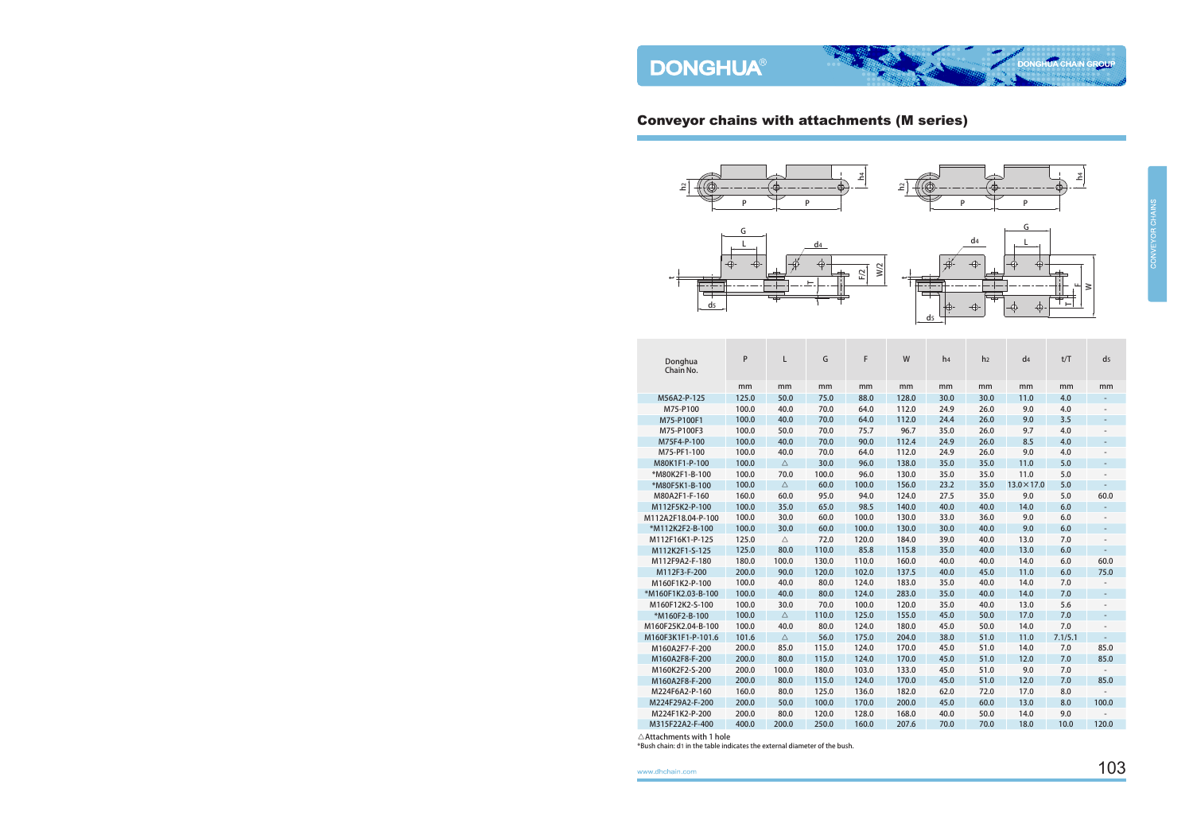## Conveyor chains with attachments (M series)

| Donghua Chain No. | P | L | G | F | W | $h_4$ | $h_2$ | $d_4$ | t/T | $d_5$ |
|---|---|---|---|---|---|---|---|---|---|---|
| | mm | mm | mm | mm | mm | mm | mm | mm | mm | mm |
| M56A2-P-125 | 125.0 | 50.0 | 75.0 | 88.0 | 128.0 | 30.0 | 30.0 | 11.0 | 4.0 | - |
| M75-P100 | 100.0 | 40.0 | 70.0 | 64.0 | 112.0 | 24.9 | 26.0 | 9.0 | 4.0 | - |
| M75-P100F1 | 100.0 | 40.0 | 70.0 | 64.0 | 112.0 | 24.4 | 26.0 | 9.0 | 3.5 | - |
| M75-P100F3 | 100.0 | 50.0 | 70.0 | 75.7 | 96.7 | 35.0 | 26.0 | 9.7 | 4.0 | - |
| M75F4-P-100 | 100.0 | 40.0 | 70.0 | 90.0 | 112.4 | 24.9 | 26.0 | 8.5 | 4.0 | - |
| M75-PF1-100 | 100.0 | 40.0 | 70.0 | 64.0 | 112.0 | 24.9 | 26.0 | 9.0 | 4.0 | - |
| M80K1F1-P-100 | 100.0 | △ | 30.0 | 96.0 | 138.0 | 35.0 | 35.0 | 11.0 | 5.0 | - |
| *M80K2F1-B-100 | 100.0 | 70.0 | 100.0 | 96.0 | 130.0 | 35.0 | 35.0 | 11.0 | 5.0 | - |
| *M80F5K1-B-100 | 100.0 | △ | 60.0 | 100.0 | 156.0 | 23.2 | 35.0 | 13.0×17.0 | 5.0 | - |
| M80A2F1-F-160 | 160.0 | 60.0 | 95.0 | 94.0 | 124.0 | 27.5 | 35.0 | 9.0 | 5.0 | 60.0 |
| M112F5K2-P-100 | 100.0 | 35.0 | 65.0 | 98.5 | 140.0 | 40.0 | 40.0 | 14.0 | 6.0 | - |
| M112A2F18.04-P-100 | 100.0 | 30.0 | 60.0 | 100.0 | 130.0 | 33.0 | 36.0 | 9.0 | 6.0 | - |
| *M112K2F2-B-100 | 100.0 | 30.0 | 60.0 | 100.0 | 130.0 | 30.0 | 40.0 | 9.0 | 6.0 | - |
| M112F16K1-P-125 | 125.0 | △ | 72.0 | 120.0 | 184.0 | 39.0 | 40.0 | 13.0 | 7.0 | - |
| M112K2F1-S-125 | 125.0 | 80.0 | 110.0 | 85.8 | 115.8 | 35.0 | 40.0 | 13.0 | 6.0 | - |
| M112F9A2-F-180 | 180.0 | 100.0 | 130.0 | 110.0 | 160.0 | 40.0 | 40.0 | 14.0 | 6.0 | 60.0 |
| M112F3-F-200 | 200.0 | 90.0 | 120.0 | 102.0 | 137.5 | 40.0 | 45.0 | 11.0 | 6.0 | 75.0 |
| M160F1K2-P-100 | 100.0 | 40.0 | 80.0 | 124.0 | 183.0 | 35.0 | 40.0 | 14.0 | 7.0 | - |
| *M160F1K2.03-B-100 | 100.0 | 40.0 | 80.0 | 124.0 | 283.0 | 35.0 | 40.0 | 14.0 | 7.0 | - |
| M160F12K2-S-100 | 100.0 | 30.0 | 70.0 | 100.0 | 120.0 | 35.0 | 40.0 | 13.0 | 5.6 | - |
| *M160F2-B-100 | 100.0 | △ | 110.0 | 125.0 | 155.0 | 45.0 | 50.0 | 17.0 | 7.0 | - |
| M160F25K2.04-B-100 | 100.0 | 40.0 | 80.0 | 124.0 | 180.0 | 45.0 | 50.0 | 14.0 | 7.0 | - |
| M160F3K1F1-P-101.6 | 101.6 | △ | 56.0 | 175.0 | 204.0 | 38.0 | 51.0 | 11.0 | 7.1/5.1 | - |
| M160A2F7-F-200 | 200.0 | 85.0 | 115.0 | 124.0 | 170.0 | 45.0 | 51.0 | 14.0 | 7.0 | 85.0 |
| M160A2F8-F-200 | 200.0 | 80.0 | 115.0 | 124.0 | 170.0 | 45.0 | 51.0 | 12.0 | 7.0 | 85.0 |
| M160K2F2-S-200 | 200.0 | 100.0 | 180.0 | 103.0 | 133.0 | 45.0 | 51.0 | 9.0 | 7.0 | - |
| M160A2F8-F-200 | 200.0 | 80.0 | 115.0 | 124.0 | 170.0 | 45.0 | 51.0 | 12.0 | 7.0 | 85.0 |
| M224F6A2-P-160 | 160.0 | 80.0 | 125.0 | 136.0 | 182.0 | 62.0 | 72.0 | 17.0 | 8.0 | - |
| M224F29A2-F-200 | 200.0 | 50.0 | 100.0 | 170.0 | 200.0 | 45.0 | 60.0 | 13.0 | 8.0 | 100.0 |
| M224F1K2-P-200 | 200.0 | 80.0 | 120.0 | 128.0 | 168.0 | 40.0 | 50.0 | 14.0 | 9.0 | - |
| M315F22A2-F-400 | 400.0 | 200.0 | 250.0 | 160.0 | 207.6 | 70.0 | 70.0 | 18.0 | 10.0 | 120.0 |

△Attachments with 1 hole

*Bush chain: d1 in the table indicates the external diameter of the bush.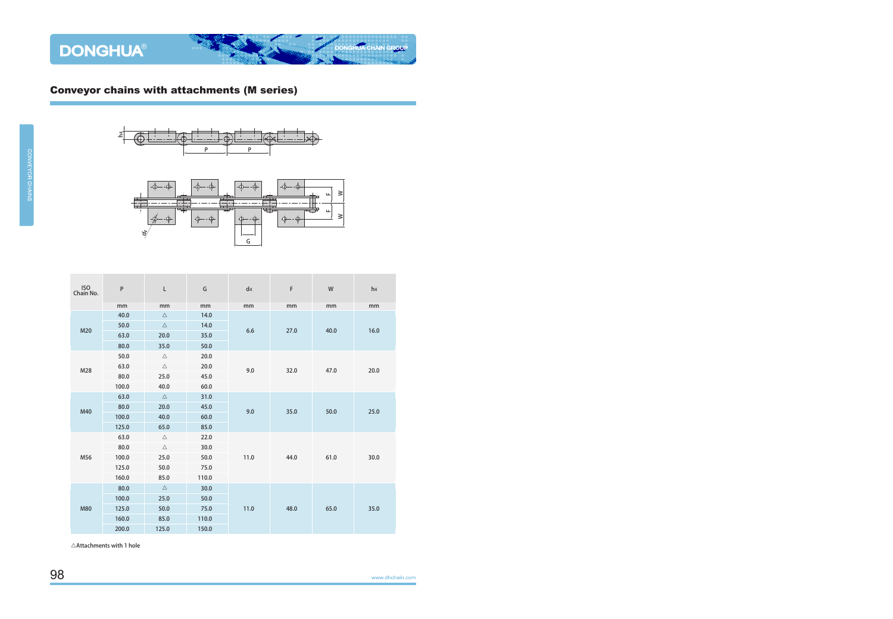## Conveyor chains with attachments (M series)

| ISO Chain No. | P | L | G | $d_4$ | F | W | $h_4$ |
|---|---|---|---|---|---|---|---|
| | mm | mm | mm | mm | mm | mm | mm |
| M20 | 40.0 | △ | 14.0 | 6.6 | 27.0 | 40.0 | 16.0 |
| | 50.0 | △ | 14.0 | | | | |
| | 63.0 | 20.0 | 35.0 | | | | |
| | 80.0 | 35.0 | 50.0 | | | | |
| M28 | 50.0 | △ | 20.0 | 9.0 | 32.0 | 47.0 | 20.0 |
| | 63.0 | △ | 20.0 | | | | |
| | 80.0 | 25.0 | 45.0 | | | | |
| | 100.0 | 40.0 | 60.0 | | | | |
| M40 | 63.0 | △ | 31.0 | 9.0 | 35.0 | 50.0 | 25.0 |
| | 80.0 | 20.0 | 45.0 | | | | |
| | 100.0 | 40.0 | 60.0 | | | | |
| | 125.0 | 65.0 | 85.0 | | | | |
| M56 | 63.0 | △ | 22.0 | 11.0 | 44.0 | 61.0 | 30.0 |
| | 80.0 | △ | 30.0 | | | | |
| | 100.0 | 25.0 | 50.0 | | | | |
| | 125.0 | 50.0 | 75.0 | | | | |
| | 160.0 | 85.0 | 110.0 | | | | |
| M80 | 80.0 | △ | 30.0 | 11.0 | 48.0 | 65.0 | 35.0 |
| | 100.0 | 25.0 | 50.0 | | | | |
| | 125.0 | 50.0 | 75.0 | | | | |
| | 160.0 | 85.0 | 110.0 | | | | |
| | 200.0 | 125.0 | 150.0 | | | | |

△Attachments with 1 hole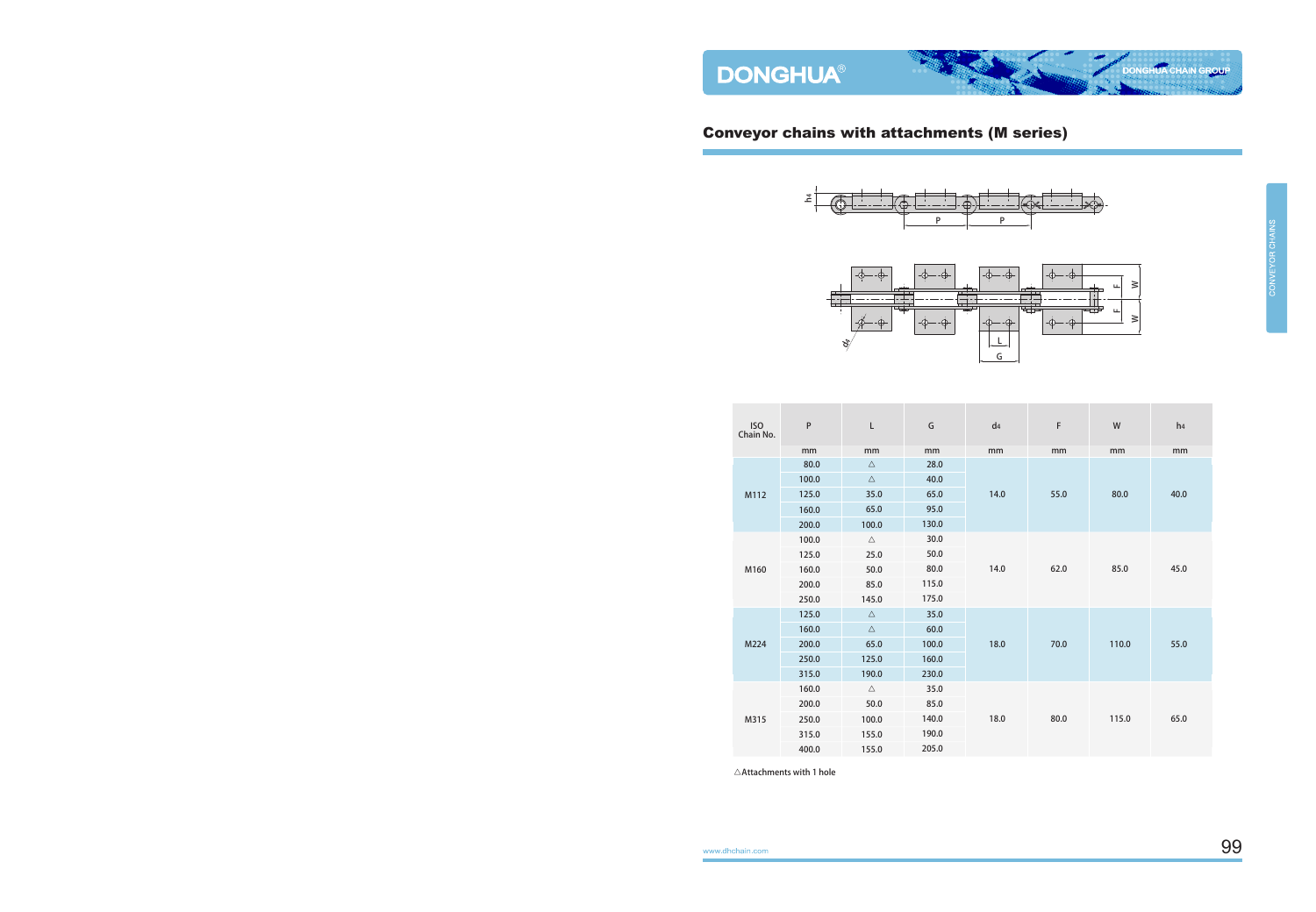## Conveyor chains with attachments (M series)

| ISO Chain No. | P | L | G | $d_4$ | F | W | $h_4$ |
|---|---|---|---|---|---|---|---|
| | mm | mm | mm | mm | mm | mm | mm |
| M112 | 80.0 | △ | 28.0 | 14.0 | 55.0 | 80.0 | 40.0 |
| | 100.0 | △ | 40.0 | | | | |
| | 125.0 | 35.0 | 65.0 | | | | |
| | 160.0 | 65.0 | 95.0 | | | | |
| | 200.0 | 100.0 | 130.0 | | | | |
| M160 | 100.0 | △ | 30.0 | 14.0 | 62.0 | 85.0 | 45.0 |
| | 125.0 | 25.0 | 50.0 | | | | |
| | 160.0 | 50.0 | 80.0 | | | | |
| | 200.0 | 85.0 | 115.0 | | | | |
| | 250.0 | 145.0 | 175.0 | | | | |
| M224 | 125.0 | △ | 35.0 | 18.0 | 70.0 | 110.0 | 55.0 |
| | 160.0 | △ | 60.0 | | | | |
| | 200.0 | 65.0 | 100.0 | | | | |
| | 250.0 | 125.0 | 160.0 | | | | |
| | 315.0 | 190.0 | 230.0 | | | | |
| M315 | 160.0 | △ | 35.0 | 18.0 | 80.0 | 115.0 | 65.0 |
| | 200.0 | 50.0 | 85.0 | | | | |
| | 250.0 | 100.0 | 140.0 | | | | |
| | 315.0 | 155.0 | 190.0 | | | | |
| | 400.0 | 155.0 | 205.0 | | | | |

△Attachments with 1 hole